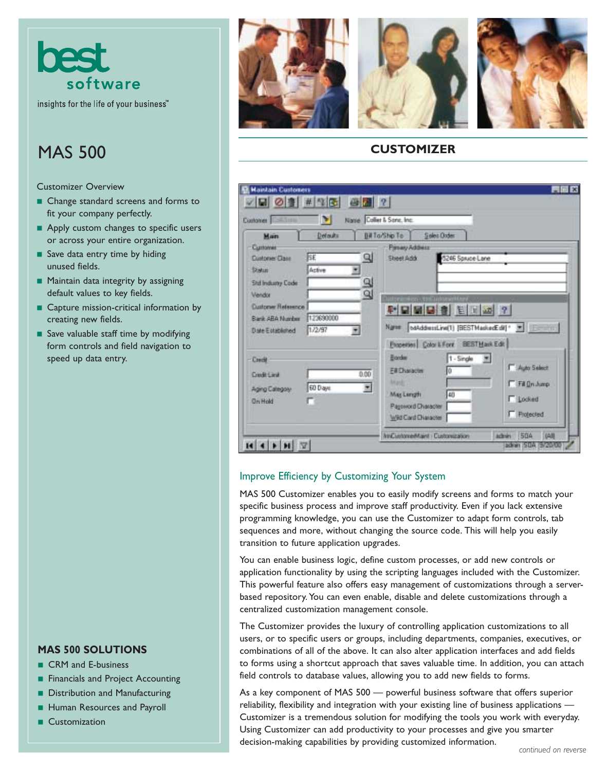best software

insights for the life of your business™

# MAS 500

## CUSTOMIZER

Customizer Overview

- Change standard screens and forms to fit your company perfectly.
- Apply custom changes to specific users or across your entire organization.
- Save data entry time by hiding unused fields.
- Maintain data integrity by assigning default values to key fields.
- Capture mission-critical information by creating new fields.
- Save valuable staff time by modifying form controls and field navigation to speed up data entry.

### Improve Efficiency by Customizing Your System

MAS 500 Customizer enables you to easily modify screens and forms to match your specific business process and improve staff productivity. Even if you lack extensive programming knowledge, you can use the Customizer to adapt form controls, tab sequences and more, without changing the source code. This will help you easily transition to future application upgrades.

You can enable business logic, define custom processes, or add new controls or application functionality by using the scripting languages included with the Customizer. This powerful feature also offers easy management of customizations through a server-based repository. You can even enable, disable and delete customizations through a centralized customization management console.

The Customizer provides the luxury of controlling application customizations to all users, or to specific users or groups, including departments, companies, executives, or combinations of all of the above. It can also alter application interfaces and add fields to forms using a shortcut approach that saves valuable time. In addition, you can attach field controls to database values, allowing you to add new fields to forms.

As a key component of MAS 500 — powerful business software that offers superior reliability, flexibility and integration with your existing line of business applications — Customizer is a tremendous solution for modifying the tools you work with everyday. Using Customizer can add productivity to your processes and give you smarter decision-making capabilities by providing customized information.

*continued on reverse*

### MAS 500 SOLUTIONS

- CRM and E-business
- Financials and Project Accounting
- Distribution and Manufacturing
- Human Resources and Payroll
- Customization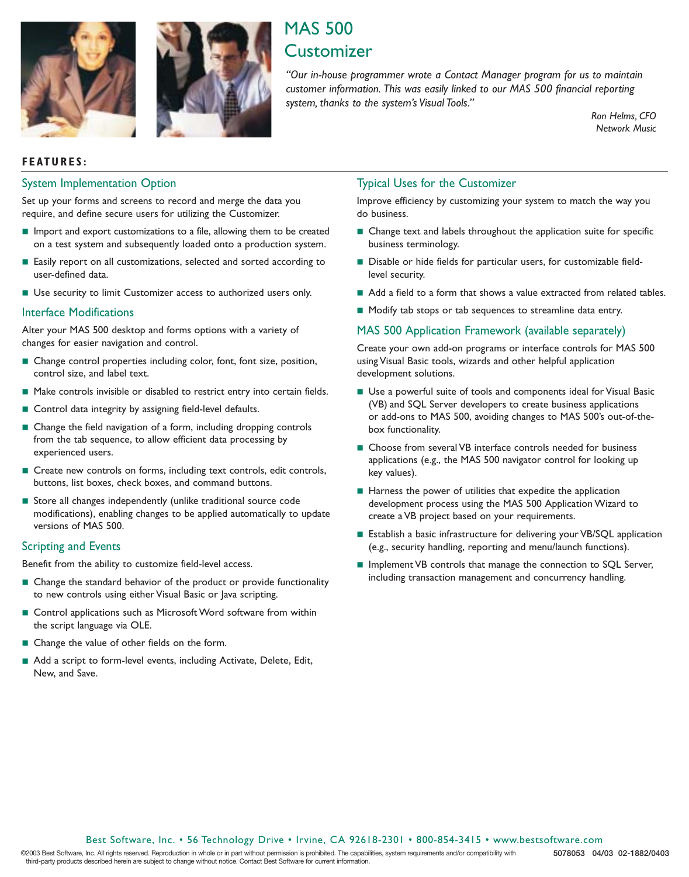# MAS 500 Customizer

*"Our in-house programmer wrote a Contact Manager program for us to maintain customer information. This was easily linked to our MAS 500 financial reporting system, thanks to the system's Visual Tools."*

*Ron Helms, CFO*
*Network Music*

**FEATURES:**

## System Implementation Option

Set up your forms and screens to record and merge the data you require, and define secure users for utilizing the Customizer.

- Import and export customizations to a file, allowing them to be created on a test system and subsequently loaded onto a production system.
- Easily report on all customizations, selected and sorted according to user-defined data.
- Use security to limit Customizer access to authorized users only.

## Interface Modifications

Alter your MAS 500 desktop and forms options with a variety of changes for easier navigation and control.

- Change control properties including color, font, font size, position, control size, and label text.
- Make controls invisible or disabled to restrict entry into certain fields.
- Control data integrity by assigning field-level defaults.
- Change the field navigation of a form, including dropping controls from the tab sequence, to allow efficient data processing by experienced users.
- Create new controls on forms, including text controls, edit controls, buttons, list boxes, check boxes, and command buttons.
- Store all changes independently (unlike traditional source code modifications), enabling changes to be applied automatically to update versions of MAS 500.

## Scripting and Events

Benefit from the ability to customize field-level access.

- Change the standard behavior of the product or provide functionality to new controls using either Visual Basic or Java scripting.
- Control applications such as Microsoft Word software from within the script language via OLE.
- Change the value of other fields on the form.
- Add a script to form-level events, including Activate, Delete, Edit, New, and Save.

## Typical Uses for the Customizer

Improve efficiency by customizing your system to match the way you do business.

- Change text and labels throughout the application suite for specific business terminology.
- Disable or hide fields for particular users, for customizable field-level security.
- Add a field to a form that shows a value extracted from related tables.
- Modify tab stops or tab sequences to streamline data entry.

## MAS 500 Application Framework (available separately)

Create your own add-on programs or interface controls for MAS 500 using Visual Basic tools, wizards and other helpful application development solutions.

- Use a powerful suite of tools and components ideal for Visual Basic (VB) and SQL Server developers to create business applications or add-ons to MAS 500, avoiding changes to MAS 500's out-of-the-box functionality.
- Choose from several VB interface controls needed for business applications (e.g., the MAS 500 navigator control for looking up key values).
- Harness the power of utilities that expedite the application development process using the MAS 500 Application Wizard to create a VB project based on your requirements.
- Establish a basic infrastructure for delivering your VB/SQL application (e.g., security handling, reporting and menu/launch functions).
- Implement VB controls that manage the connection to SQL Server, including transaction management and concurrency handling.

Best Software, Inc. • 56 Technology Drive • Irvine, CA 92618-2301 • 800-854-3415 • www.bestsoftware.com

©2003 Best Software, Inc. All rights reserved. Reproduction in whole or in part without permission is prohibited. The capabilities, system requirements and/or compatibility with third-party products described herein are subject to change without notice. Contact Best Software for current information.

5078053 04/03 02-1882/0403